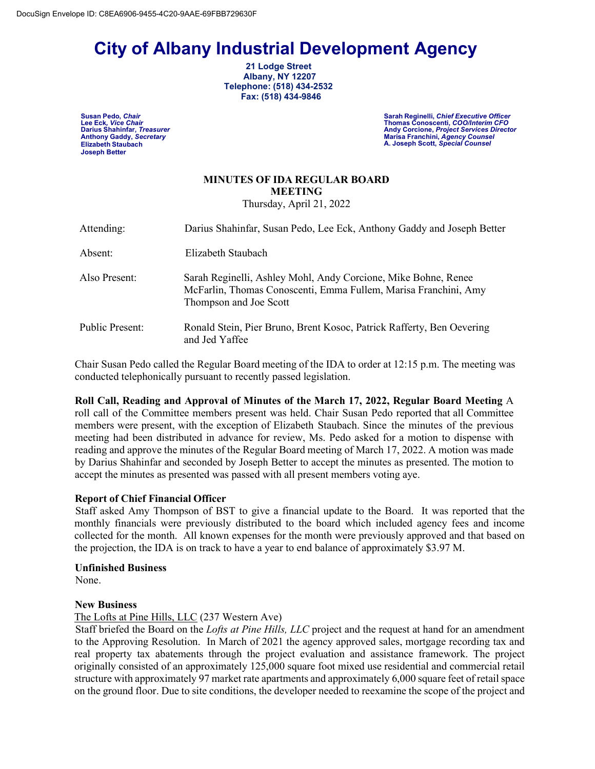DocuSign Envelope ID: C8EA6906-9455-4C20-9AAE-69FBB729630F

# City of Albany Industrial Development Agency

**21 Lodge Street**
**Albany, NY 12207**
**Telephone: (518) 434-2532**
**Fax: (518) 434-9846**

**Susan Pedo,** ***Chair***
**Lee Eck,** ***Vice Chair***
**Darius Shahinfar,** ***Treasurer***
**Anthony Gaddy,** ***Secretary***
**Elizabeth Staubach**
**Joseph Better**

**Sarah Reginelli,** ***Chief Executive Officer***
**Thomas Conoscenti,** ***COO/Interim CFO***
**Andy Corcione,** ***Project Services Director***
**Marisa Franchini,** ***Agency Counsel***
**A. Joseph Scott,** ***Special Counsel***

## MINUTES OF IDA REGULAR BOARD MEETING

Thursday, April 21, 2022

| | |
|---|---|
| Attending: | Darius Shahinfar, Susan Pedo, Lee Eck, Anthony Gaddy and Joseph Better |
| Absent: | Elizabeth Staubach |
| Also Present: | Sarah Reginelli, Ashley Mohl, Andy Corcione, Mike Bohne, Renee McFarlin, Thomas Conoscenti, Emma Fullem, Marisa Franchini, Amy Thompson and Joe Scott |
| Public Present: | Ronald Stein, Pier Bruno, Brent Kosoc, Patrick Rafferty, Ben Oevering and Jed Yaffee |

Chair Susan Pedo called the Regular Board meeting of the IDA to order at 12:15 p.m. The meeting was conducted telephonically pursuant to recently passed legislation.

**Roll Call, Reading and Approval of Minutes of the March 17, 2022, Regular Board Meeting** A roll call of the Committee members present was held. Chair Susan Pedo reported that all Committee members were present, with the exception of Elizabeth Staubach. Since the minutes of the previous meeting had been distributed in advance for review, Ms. Pedo asked for a motion to dispense with reading and approve the minutes of the Regular Board meeting of March 17, 2022. A motion was made by Darius Shahinfar and seconded by Joseph Better to accept the minutes as presented. The motion to accept the minutes as presented was passed with all present members voting aye.

**Report of Chief Financial Officer**

Staff asked Amy Thompson of BST to give a financial update to the Board. It was reported that the monthly financials were previously distributed to the board which included agency fees and income collected for the month. All known expenses for the month were previously approved and that based on the projection, the IDA is on track to have a year to end balance of approximately $3.97 M.

**Unfinished Business**

None.

**New Business**

The Lofts at Pine Hills, LLC (237 Western Ave)

Staff briefed the Board on the *Lofts at Pine Hills, LLC* project and the request at hand for an amendment to the Approving Resolution. In March of 2021 the agency approved sales, mortgage recording tax and real property tax abatements through the project evaluation and assistance framework. The project originally consisted of an approximately 125,000 square foot mixed use residential and commercial retail structure with approximately 97 market rate apartments and approximately 6,000 square feet of retail space on the ground floor. Due to site conditions, the developer needed to reexamine the scope of the project and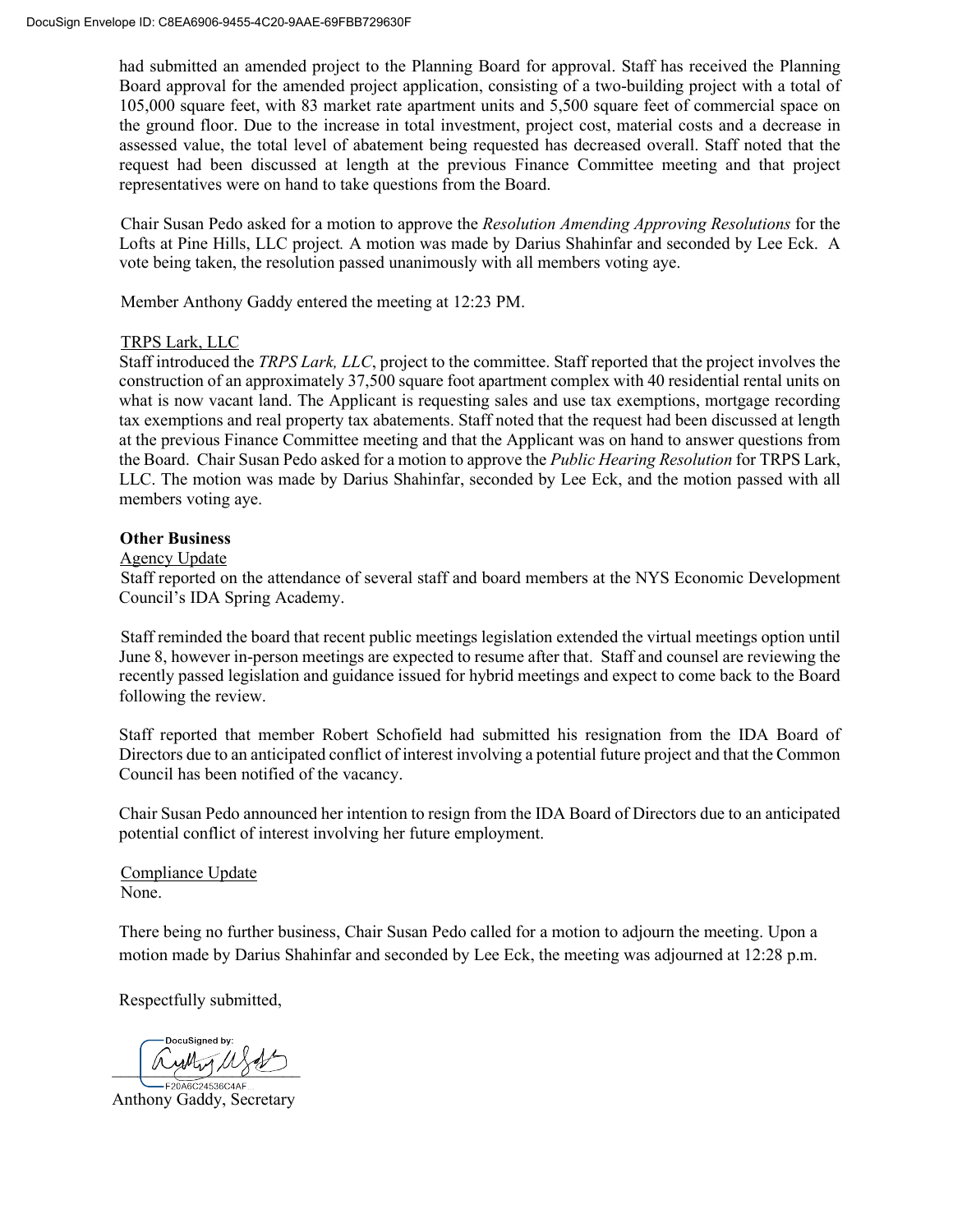had submitted an amended project to the Planning Board for approval. Staff has received the Planning Board approval for the amended project application, consisting of a two-building project with a total of 105,000 square feet, with 83 market rate apartment units and 5,500 square feet of commercial space on the ground floor. Due to the increase in total investment, project cost, material costs and a decrease in assessed value, the total level of abatement being requested has decreased overall. Staff noted that the request had been discussed at length at the previous Finance Committee meeting and that project representatives were on hand to take questions from the Board.

Chair Susan Pedo asked for a motion to approve the *Resolution Amending Approving Resolutions* for the Lofts at Pine Hills, LLC project. A motion was made by Darius Shahinfar and seconded by Lee Eck. A vote being taken, the resolution passed unanimously with all members voting aye.

Member Anthony Gaddy entered the meeting at 12:23 PM.

<u>TRPS Lark, LLC</u>

Staff introduced the *TRPS Lark, LLC*, project to the committee. Staff reported that the project involves the construction of an approximately 37,500 square foot apartment complex with 40 residential rental units on what is now vacant land. The Applicant is requesting sales and use tax exemptions, mortgage recording tax exemptions and real property tax abatements. Staff noted that the request had been discussed at length at the previous Finance Committee meeting and that the Applicant was on hand to answer questions from the Board. Chair Susan Pedo asked for a motion to approve the *Public Hearing Resolution* for TRPS Lark, LLC. The motion was made by Darius Shahinfar, seconded by Lee Eck, and the motion passed with all members voting aye.

**Other Business**

<u>Agency Update</u>

Staff reported on the attendance of several staff and board members at the NYS Economic Development Council's IDA Spring Academy.

Staff reminded the board that recent public meetings legislation extended the virtual meetings option until June 8, however in-person meetings are expected to resume after that. Staff and counsel are reviewing the recently passed legislation and guidance issued for hybrid meetings and expect to come back to the Board following the review.

Staff reported that member Robert Schofield had submitted his resignation from the IDA Board of Directors due to an anticipated conflict of interest involving a potential future project and that the Common Council has been notified of the vacancy.

Chair Susan Pedo announced her intention to resign from the IDA Board of Directors due to an anticipated potential conflict of interest involving her future employment.

<u>Compliance Update</u>

None.

There being no further business, Chair Susan Pedo called for a motion to adjourn the meeting. Upon a motion made by Darius Shahinfar and seconded by Lee Eck, the meeting was adjourned at 12:28 p.m.

Respectfully submitted,

DocuSigned by:

F20A6C24536C4AF...

Anthony Gaddy, Secretary